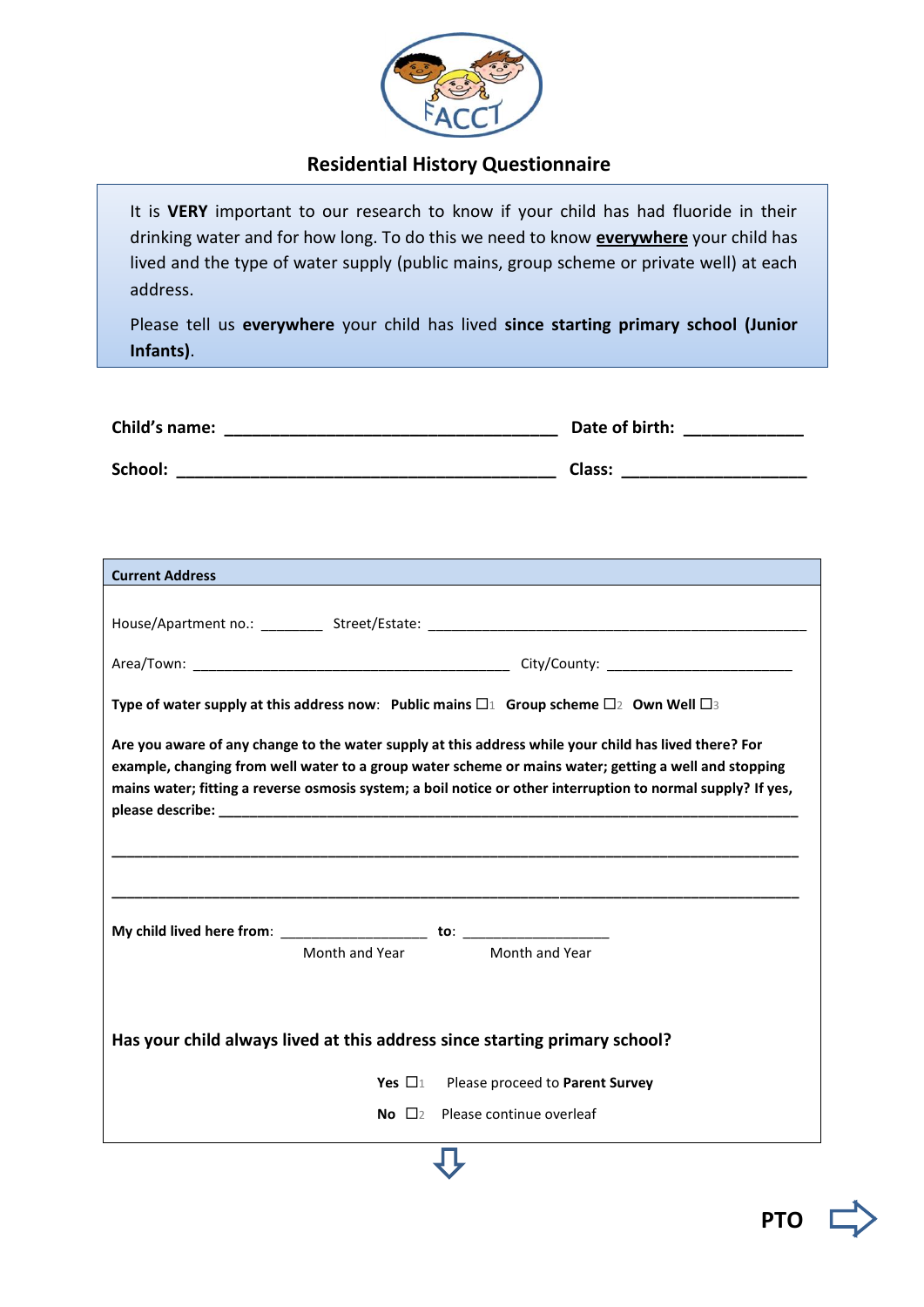FACCT

# Residential History Questionnaire

It is **VERY** important to our research to know if your child has had fluoride in their drinking water and for how long. To do this we need to know **everywhere** your child has lived and the type of water supply (public mains, group scheme or private well) at each address.

Please tell us **everywhere** your child has lived **since starting primary school (Junior Infants)**.

**Child's name:** ___________________________________ **Date of birth:** ____________

**School:** ________________________________________ **Class:** ____________________

**Current Address**

House/Apartment no.: ________ Street/Estate: ______________________________________________

Area/Town: _________________________________________ City/County: ________________________

**Type of water supply at this address now**: **Public mains** ☐1 **Group scheme** ☐2 **Own Well** ☐3

**Are you aware of any change to the water supply at this address while your child has lived there? For example, changing from well water to a group water scheme or mains water; getting a well and stopping mains water; fitting a reverse osmosis system; a boil notice or other interruption to normal supply? If yes, please describe:** ___________________________________________________________________________

___________________________________________________________________________________________

___________________________________________________________________________________________

**My child lived here from**: ___________________ **to**: ___________________

Month and Year Month and Year

**Has your child always lived at this address since starting primary school?**

**Yes** ☐1 Please proceed to **Parent Survey**

**No** ☐2 Please continue overleaf

**PTO**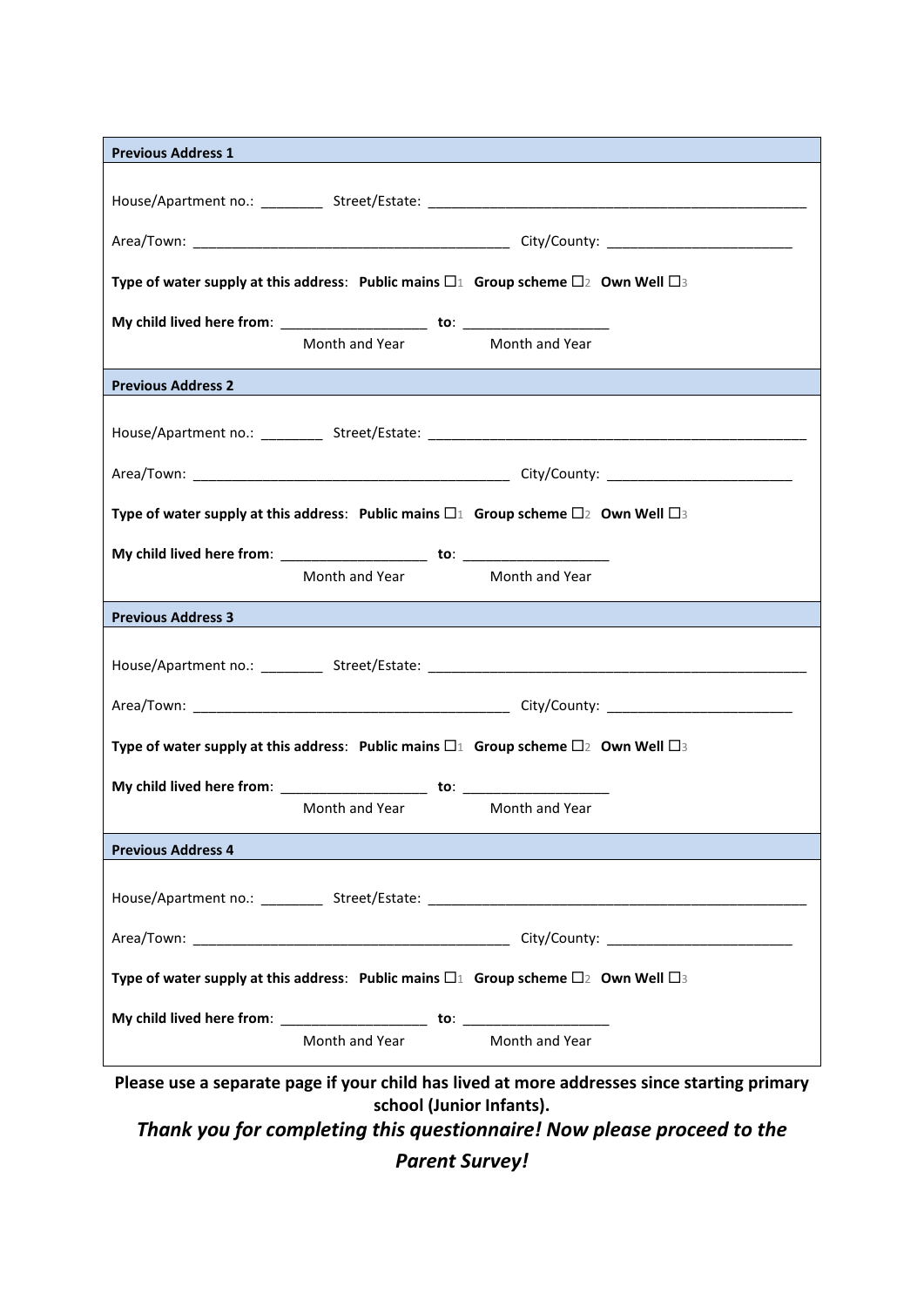**Previous Address 1**

House/Apartment no.: ________ Street/Estate: ___________________________________________________

Area/Town: __________________________________________ City/County: _________________________

**Type of water supply at this address**: **Public mains** ☐1 **Group scheme** ☐2 **Own Well** ☐3

**My child lived here from**: ___________________ **to**: ___________________
Month and Year Month and Year

**Previous Address 2**

House/Apartment no.: ________ Street/Estate: ___________________________________________________

Area/Town: __________________________________________ City/County: _________________________

**Type of water supply at this address**: **Public mains** ☐1 **Group scheme** ☐2 **Own Well** ☐3

**My child lived here from**: ___________________ **to**: ___________________
Month and Year Month and Year

**Previous Address 3**

House/Apartment no.: ________ Street/Estate: ___________________________________________________

Area/Town: __________________________________________ City/County: _________________________

**Type of water supply at this address**: **Public mains** ☐1 **Group scheme** ☐2 **Own Well** ☐3

**My child lived here from**: ___________________ **to**: ___________________
Month and Year Month and Year

**Previous Address 4**

House/Apartment no.: ________ Street/Estate: ___________________________________________________

Area/Town: __________________________________________ City/County: _________________________

**Type of water supply at this address**: **Public mains** ☐1 **Group scheme** ☐2 **Own Well** ☐3

**My child lived here from**: ___________________ **to**: ___________________
Month and Year Month and Year

**Please use a separate page if your child has lived at more addresses since starting primary school (Junior Infants).**

***Thank you for completing this questionnaire! Now please proceed to the Parent Survey!***